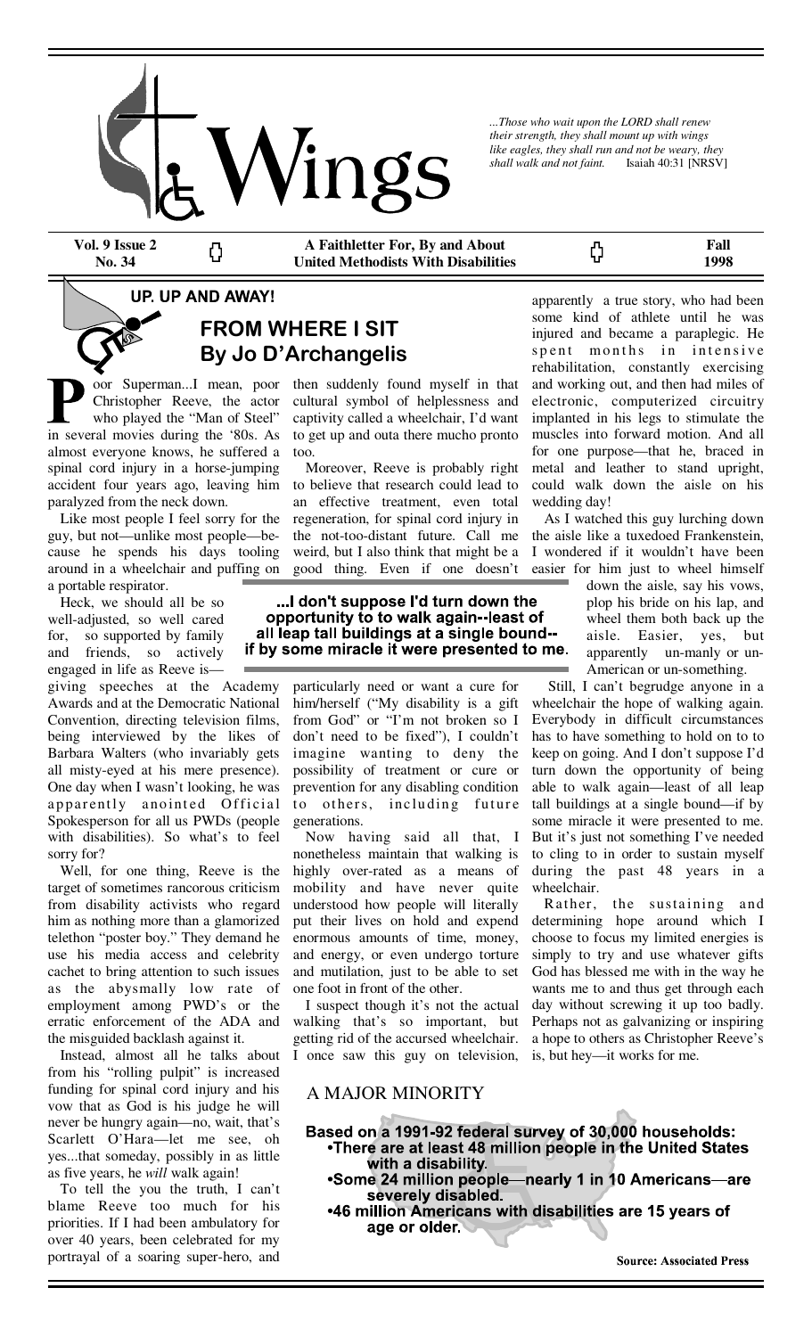# Wings

*...Those who wait upon the LORD shall renew their strength, they shall mount up with wings like eagles, they shall run and not be weary, they shall walk and not faint.* Isaiah 40:31 [NRSV]

**Vol. 9 Issue 2 No. 34** | **A Faithletter For, By and About United Methodists With Disabilities** | **Fall 1998**

## UP. UP AND AWAY!

## FROM WHERE I SIT
### By Jo D'Archangelis

Poor Superman...I mean, poor Christopher Reeve, the actor who played the "Man of Steel" in several movies during the '80s. As almost everyone knows, he suffered a spinal cord injury in a horse-jumping accident four years ago, leaving him paralyzed from the neck down.

Like most people I feel sorry for the guy, but not—unlike most people—because he spends his days tooling around in a wheelchair and puffing on a portable respirator.

Heck, we should all be so well-adjusted, so well cared for, so supported by family and friends, so actively engaged in life as Reeve is—giving speeches at the Academy Awards and at the Democratic National Convention, directing television films, being interviewed by the likes of Barbara Walters (who invariably gets all misty-eyed at his mere presence). One day when I wasn't looking, he was apparently anointed Official Spokesperson for all us PWDs (people with disabilities). So what's to feel sorry for?

Well, for one thing, Reeve is the target of sometimes rancorous criticism from disability activists who regard him as nothing more than a glamorized telethon "poster boy." They demand he use his media access and celebrity cachet to bring attention to such issues as the abysmally low rate of employment among PWD's or the erratic enforcement of the ADA and the misguided backlash against it.

Instead, almost all he talks about from his "rolling pulpit" is increased funding for spinal cord injury and his vow that as God is his judge he will never be hungry again—no, wait, that's Scarlett O'Hara—let me see, oh yes...that someday, possibly in as little as five years, he *will* walk again!

To tell the you the truth, I can't blame Reeve too much for his priorities. If I had been ambulatory for over 40 years, been celebrated for my portrayal of a soaring super-hero, and then suddenly found myself in that cultural symbol of helplessness and captivity called a wheelchair, I'd want to get up and outa there mucho pronto too.

Moreover, Reeve is probably right to believe that research could lead to an effective treatment, even total regeneration, for spinal cord injury in the not-too-distant future. Call me weird, but I also think that might be a good thing. Even if one doesn't particularly need or want a cure for him/herself ("My disability is a gift from God" or "I'm not broken so I don't need to be fixed"), I couldn't imagine wanting to deny the possibility of treatment or cure or prevention for any disabling condition to others, including future generations.

**...I don't suppose I'd turn down the opportunity to to walk again--least of all leap tall buildings at a single bound--if by some miracle it were presented to me.**

Now having said all that, I nonetheless maintain that walking is highly over-rated as a means of mobility and have never quite understood how people will literally put their lives on hold and expend enormous amounts of time, money, and energy, or even undergo torture and mutilation, just to be able to set one foot in front of the other.

I suspect though it's not the actual walking that's so important, but getting rid of the accursed wheelchair. I once saw this guy on television, apparently a true story, who had been some kind of athlete until he was injured and became a paraplegic. He spent months in intensive rehabilitation, constantly exercising and working out, and then had miles of electronic, computerized circuitry implanted in his legs to stimulate the muscles into forward motion. And all for one purpose—that he, braced in metal and leather to stand upright, could walk down the aisle on his wedding day!

As I watched this guy lurching down the aisle like a tuxedoed Frankenstein, I wondered if it wouldn't have been easier for him just to wheel himself down the aisle, say his vows, plop his bride on his lap, and wheel them both back up the aisle. Easier, yes, but apparently un-manly or un-American or un-something.

Still, I can't begrudge anyone in a wheelchair the hope of walking again. Everybody in difficult circumstances has to have something to hold on to to keep on going. And I don't suppose I'd turn down the opportunity of being able to walk again—least of all leap tall buildings at a single bound—if by some miracle it were presented to me. But it's just not something I've needed to cling to in order to sustain myself during the past 48 years in a wheelchair.

Rather, the sustaining and determining hope around which I choose to focus my limited energies is simply to try and use whatever gifts God has blessed me with in the way he wants me to and thus get through each day without screwing it up too badly. Perhaps not as galvanizing or inspiring a hope to others as Christopher Reeve's is, but hey—it works for me.

## A MAJOR MINORITY

**Based on a 1991-92 federal survey of 30,000 households:**

- **There are at least 48 million people in the United States with a disability.**
- **Some 24 million people—nearly 1 in 10 Americans—are severely disabled.**
- **46 million Americans with disabilities are 15 years of age or older.**

**Source: Associated Press**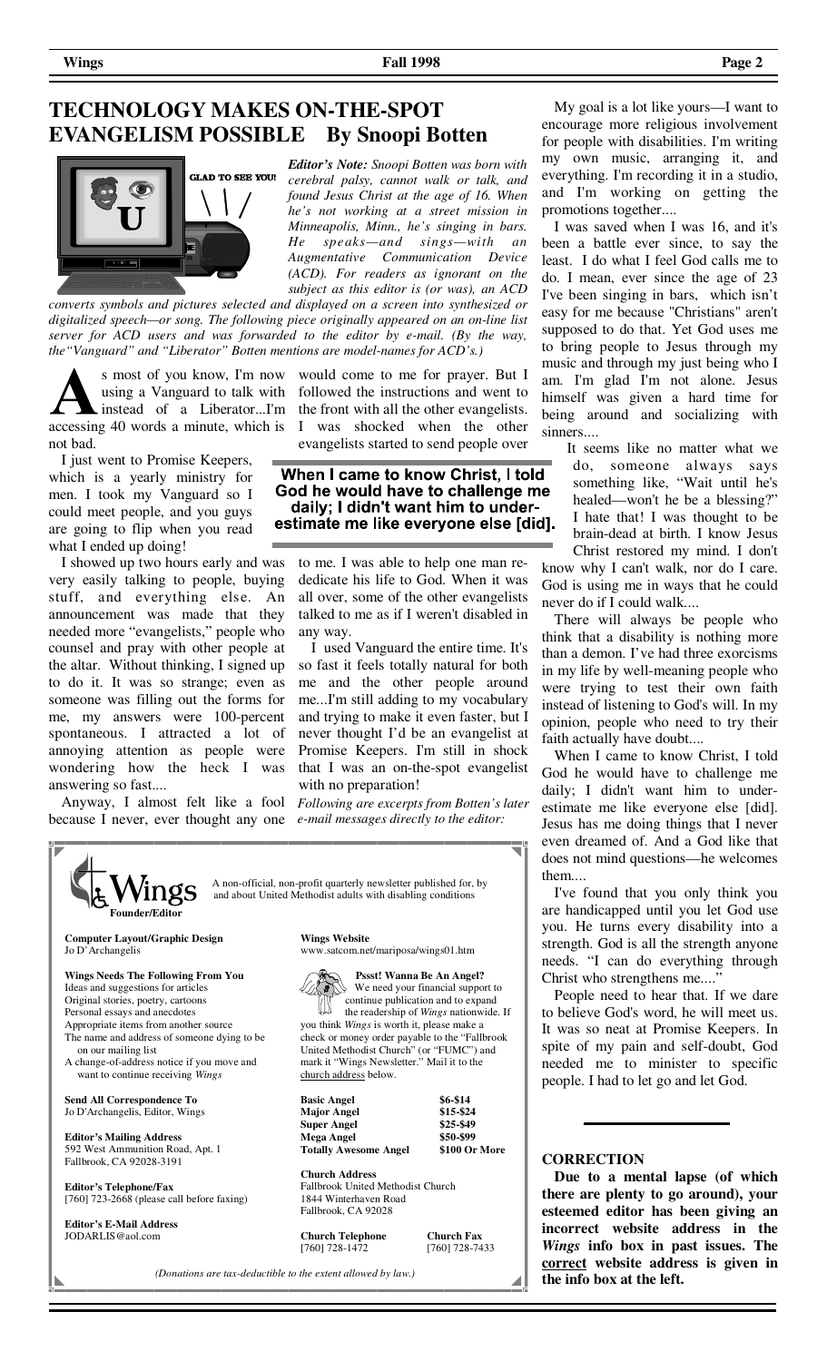# TECHNOLOGY MAKES ON-THE-SPOT EVANGELISM POSSIBLE By Snoopi Botten

*Editor's Note: Snoopi Botten was born with cerebral palsy, cannot walk or talk, and found Jesus Christ at the age of 16. When he's not working at a street mission in Minneapolis, Minn., he's singing in bars. He speaks—and sings—with an Augmentative Communication Device (ACD). For readers as ignorant on the subject as this editor is (or was), an ACD converts symbols and pictures selected and displayed on a screen into synthesized or digitalized speech—or song. The following piece originally appeared on an on-line list server for ACD users and was forwarded to the editor by e-mail. (By the way, the "Vanguard" and "Liberator" Botten mentions are model-names for ACD's.)*

As most of you know, I'm now using a Vanguard to talk with instead of a Liberator...I'm accessing 40 words a minute, which is not bad.

I just went to Promise Keepers, which is a yearly ministry for men. I took my Vanguard so I could meet people, and you guys are going to flip when you read what I ended up doing!

I showed up two hours early and was very easily talking to people, buying stuff, and everything else. An announcement was made that they needed more "evangelists," people who counsel and pray with other people at the altar. Without thinking, I signed up to do it. It was so strange; even as someone was filling out the forms for me, my answers were 100-percent spontaneous. I attracted a lot of annoying attention as people were wondering how the heck I was answering so fast....

Anyway, I almost felt like a fool because I never, ever thought any one would come to me for prayer. But I followed the instructions and went to the front with all the other evangelists. I was shocked when the other evangelists started to send people over to me. I was able to help one man rededicate his life to God. When it was all over, some of the other evangelists talked to me as if I weren't disabled in any way.

**When I came to know Christ, I told God he would have to challenge me daily; I didn't want him to underestimate me like everyone else [did].**

I used Vanguard the entire time. It's so fast it feels totally natural for both me and the other people around me...I'm still adding to my vocabulary and trying to make it even faster, but I never thought I'd be an evangelist at Promise Keepers. I'm still in shock that I was an on-the-spot evangelist with no preparation!

*Following are excerpts from Botten's later e-mail messages directly to the editor:*

My goal is a lot like yours—I want to encourage more religious involvement for people with disabilities. I'm writing my own music, arranging it, and everything. I'm recording it in a studio, and I'm working on getting the promotions together....

I was saved when I was 16, and it's been a battle ever since, to say the least. I do what I feel God calls me to do. I mean, ever since the age of 23 I've been singing in bars, which isn't easy for me because "Christians" aren't supposed to do that. Yet God uses me to bring people to Jesus through my music and through my just being who I am. I'm glad I'm not alone. Jesus himself was given a hard time for being around and socializing with sinners....

It seems like no matter what we do, someone always says something like, "Wait until he's healed—won't he be a blessing?" I hate that! I was thought to be brain-dead at birth. I know Jesus Christ restored my mind. I don't know why I can't walk, nor do I care. God is using me in ways that he could never do if I could walk....

There will always be people who think that a disability is nothing more than a demon. I've had three exorcisms in my life by well-meaning people who were trying to test their own faith instead of listening to God's will. In my opinion, people who need to try their faith actually have doubt....

When I came to know Christ, I told God he would have to challenge me daily; I didn't want him to underestimate me like everyone else [did]. Jesus has me doing things that I never even dreamed of. And a God like that does not mind questions—he welcomes them....

I've found that you only think you are handicapped until you let God use you. He turns every disability into a strength. God is all the strength anyone needs. "I can do everything through Christ who strengthens me...."

People need to hear that. If we dare to believe God's word, he will meet us. It was so neat at Promise Keepers. In spite of my pain and self-doubt, God needed me to minister to specific people. I had to let go and let God.

---

## Wings

A non-official, non-profit quarterly newsletter published for, by and about United Methodist adults with disabling conditions

**Founder/Editor**

**Computer Layout/Graphic Design**
Jo D'Archangelis

**Wings Needs The Following From You**
Ideas and suggestions for articles
Original stories, poetry, cartoons
Personal essays and anecdotes
Appropriate items from another source
The name and address of someone dying to be on our mailing list
A change-of-address notice if you move and want to continue receiving *Wings*

**Send All Correspondence To**
Jo D'Archangelis, Editor, Wings

**Editor's Mailing Address**
592 West Ammunition Road, Apt. 1
Fallbrook, CA 92028-3191

**Editor's Telephone/Fax**
[760] 723-2668 (please call before faxing)

**Editor's E-Mail Address**
JODARLIS@aol.com

**Wings Website**
www.satcom.net/mariposa/wings01.htm

**Pssst! Wanna Be An Angel?**
We need your financial support to continue publication and to expand the readership of *Wings* nationwide. If you think *Wings* is worth it, please make a check or money order payable to the "Fallbrook United Methodist Church" (or "FUMC") and mark it "Wings Newsletter." Mail it to the church address below.

| | |
|---|---|
| **Basic Angel** | $6-$14 |
| **Major Angel** | $15-$24 |
| **Super Angel** | $25-$49 |
| **Mega Angel** | $50-$99 |
| **Totally Awesome Angel** | $100 Or More |

**Church Address**
Fallbrook United Methodist Church
1844 Winterhaven Road
Fallbrook, CA 92028

**Church Telephone** [760] 728-1472
**Church Fax** [760] 728-7433

*(Donations are tax-deductible to the extent allowed by law.)*

---

### CORRECTION

**Due to a mental lapse (of which there are plenty to go around), your esteemed editor has been giving an incorrect website address in the *Wings* info box in past issues. The correct website address is given in the info box at the left.**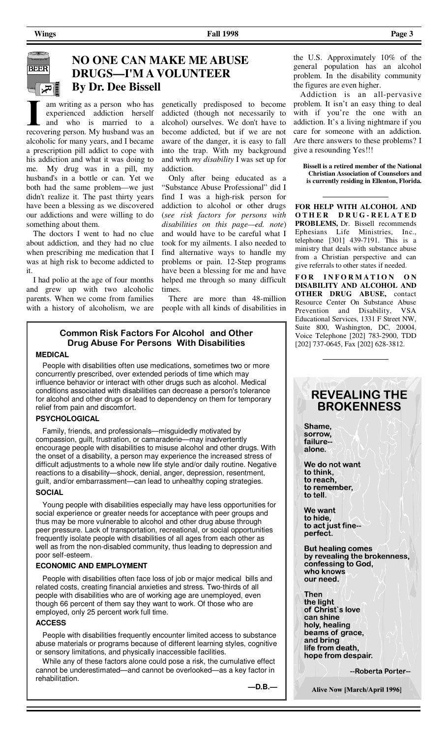# NO ONE CAN MAKE ME ABUSE DRUGS—I'M A VOLUNTEER

**By Dr. Dee Bissell**

I am writing as a person who has experienced addiction herself and who is married to a recovering person. My husband was an alcoholic for many years, and I became a prescription pill addict to cope with his addiction and what it was doing to me. My drug was in a pill, my husband's in a bottle or can. Yet we both had the same problem—we just didn't realize it. The past thirty years have been a blessing as we discovered our addictions and were willing to do something about them.

The doctors I went to had no clue about addiction, and they had no clue when prescribing me medication that I was at high risk to become addicted to it.

I had polio at the age of four months and grew up with two alcoholic parents. When we come from families with a history of alcoholism, we are genetically predisposed to become addicted (though not necessarily to alcohol) ourselves. We don't have to become addicted, but if we are not aware of the danger, it is easy to fall into the trap. With my background and with *my disability* I was set up for addiction.

Only after being educated as a "Substance Abuse Professional" did I find I was a high-risk person for addiction to alcohol or other drugs (*see risk factors for persons with disabilities on this page—ed. note*) and would have to be careful what I took for my ailments. I also needed to find alternative ways to handle my problems or pain. 12-Step programs have been a blessing for me and have helped me through so many difficult times.

There are more than 48-million people with all kinds of disabilities in the U.S. Approximately 10% of the general population has an alcohol problem. In the disability community the figures are even higher.

Addiction is an all-pervasive problem. It isn't an easy thing to deal with if you're the one with an addiction. It's a living nightmare if you care for someone with an addiction. Are there answers to these problems? I give a resounding Yes!!!

**Bissell is a retired member of the National Christian Association of Counselors and is currently residing in Ellenton, Florida.**

## Common Risk Factors For Alcohol and Other Drug Abuse For Persons With Disabilities

### MEDICAL

People with disabilities often use medications, sometimes two or more concurrently prescribed, over extended periods of time which may influence behavior or interact with other drugs such as alcohol. Medical conditions associated with disabilities can decrease a person's tolerance for alcohol and other drugs or lead to dependency on them for temporary relief from pain and discomfort.

### PSYCHOLOGICAL

Family, friends, and professionals—misguidedly motivated by compassion, guilt, frustration, or camaraderie—may inadvertently encourage people with disabilities to misuse alcohol and other drugs. With the onset of a disability, a person may experience the increased stress of difficult adjustments to a whole new life style and/or daily routine. Negative reactions to a disability—shock, denial, anger, depression, resentment, guilt, and/or embarrassment—can lead to unhealthy coping strategies.

### SOCIAL

Young people with disabilities especially may have less opportunities for social experience or greater needs for acceptance with peer groups and thus may be more vulnerable to alcohol and other drug abuse through peer pressure. Lack of transportation, recreational, or social opportunities frequently isolate people with disabilities of all ages from each other as well as from the non-disabled community, thus leading to depression and poor self-esteem.

### ECONOMIC AND EMPLOYMENT

People with disabilities often face loss of job or major medical bills and related costs, creating financial anxieties and stress. Two-thirds of all people with disabilities who are of working age are unemployed, even though 66 percent of them say they want to work. Of those who are employed, only 25 percent work full time.

### ACCESS

People with disabilities frequently encounter limited access to substance abuse materials or programs because of different learning styles, cognitive or sensory limitations, and physically inaccessible facilities.

While any of these factors alone could pose a risk, the cumulative effect cannot be underestimated—and cannot be overlooked—as a key factor in rehabilitation.

—D.B.—

---

**FOR HELP WITH ALCOHOL AND OTHER DRUG-RELATED PROBLEMS,** Dr. Bissell recommends Ephesians Life Ministries, Inc., telephone [301] 439-7191. This is a ministry that deals with substance abuse from a Christian perspective and can give referrals to other states if needed.

**FOR INFORMATION ON DISABILITY AND ALCOHOL AND OTHER DRUG ABUSE,** contact Resource Center On Substance Abuse Prevention and Disability, VSA Educational Services, 1331 F Street NW, Suite 800, Washington, DC, 20004, Voice Telephone [202] 783-2900, TDD [202] 737-0645, Fax [202] 628-3812.

---

## REVEALING THE BROKENNESS

Shame,
sorrow,
failure--
alone.

We do not want
to think,
to reach,
to remember,
to tell.

We want
to hide,
to act just fine--
perfect.

But healing comes
by revealing the brokenness,
confessing to God,
who knows
our need.

Then
the light
of Christ's love
can shine
holy, healing
beams of grace,
and bring
life from death,
hope from despair.

--Roberta Porter--

**Alive Now [March/April 1996]**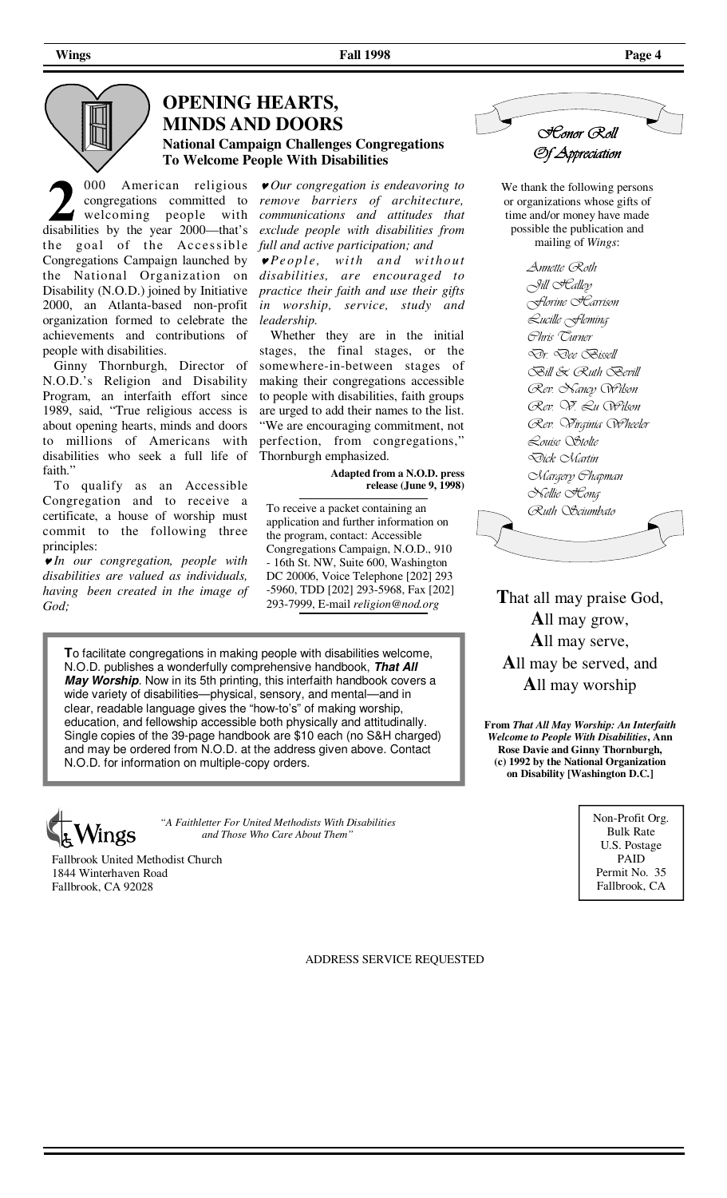# OPENING HEARTS, MINDS AND DOORS

**National Campaign Challenges Congregations To Welcome People With Disabilities**

2000 American religious congregations committed to welcoming people with disabilities by the year 2000—that's the goal of the Accessible Congregations Campaign launched by the National Organization on Disability (N.O.D.) joined by Initiative 2000, an Atlanta-based non-profit organization formed to celebrate the achievements and contributions of people with disabilities.

Ginny Thornburgh, Director of N.O.D.'s Religion and Disability Program, an interfaith effort since 1989, said, "True religious access is about opening hearts, minds and doors to millions of Americans with disabilities who seek a full life of faith."

To qualify as an Accessible Congregation and to receive a certificate, a house of worship must commit to the following three principles:

- *In our congregation, people with disabilities are valued as individuals, having been created in the image of God;*
- *Our congregation is endeavoring to remove barriers of architecture, communications and attitudes that exclude people with disabilities from full and active participation; and*
- *People, with and without disabilities, are encouraged to practice their faith and use their gifts in worship, service, study and leadership.*

Whether they are in the initial stages, the final stages, or the somewhere-in-between stages of making their congregations accessible to people with disabilities, faith groups are urged to add their names to the list. "We are encouraging commitment, not perfection, from congregations," Thornburgh emphasized.

**Adapted from a N.O.D. press release (June 9, 1998)**

To receive a packet containing an application and further information on the program, contact: Accessible Congregations Campaign, N.O.D., 910 - 16th St. NW, Suite 600, Washington DC 20006, Voice Telephone [202] 293-5960, TDD [202] 293-5968, Fax [202] 293-7999, E-mail *religion@nod.org*

**T**o facilitate congregations in making people with disabilities welcome, N.O.D. publishes a wonderfully comprehensive handbook, ***That All May Worship***. Now in its 5th printing, this interfaith handbook covers a wide variety of disabilities—physical, sensory, and mental—and in clear, readable language gives the "how-to's" of making worship, education, and fellowship accessible both physically and attitudinally. Single copies of the 39-page handbook are $10 each (no S&H charged) and may be ordered from N.O.D. at the address given above. Contact N.O.D. for information on multiple-copy orders.

## Honor Roll Of Appreciation

We thank the following persons or organizations whose gifts of time and/or money have made possible the publication and mailing of *Wings*:

Annette Roth
Jill Halley
Florine Harrison
Lucille Fleming
Chris Turner
Dr. Dee Bissell
Bill & Ruth Bevill
Rev. Nancy Wilson
Rev. V. Lu Wilson
Rev. Virginia Wheeler
Louise Stolte
Dick Martin
Margery Chapman
Nellie Hong
Ruth Sciumbato

**T**hat all may praise God,
**A**ll may grow,
**A**ll may serve,
**A**ll may be served, and
**A**ll may worship

**From *That All May Worship: An Interfaith Welcome to People With Disabilities*, Ann Rose Davie and Ginny Thornburgh, (c) 1992 by the National Organization on Disability [Washington D.C.]**

Wings

*"A Faithletter For United Methodists With Disabilities and Those Who Care About Them"*

Fallbrook United Methodist Church
1844 Winterhaven Road
Fallbrook, CA 92028

Non-Profit Org.
Bulk Rate
U.S. Postage
PAID
Permit No. 35
Fallbrook, CA

ADDRESS SERVICE REQUESTED